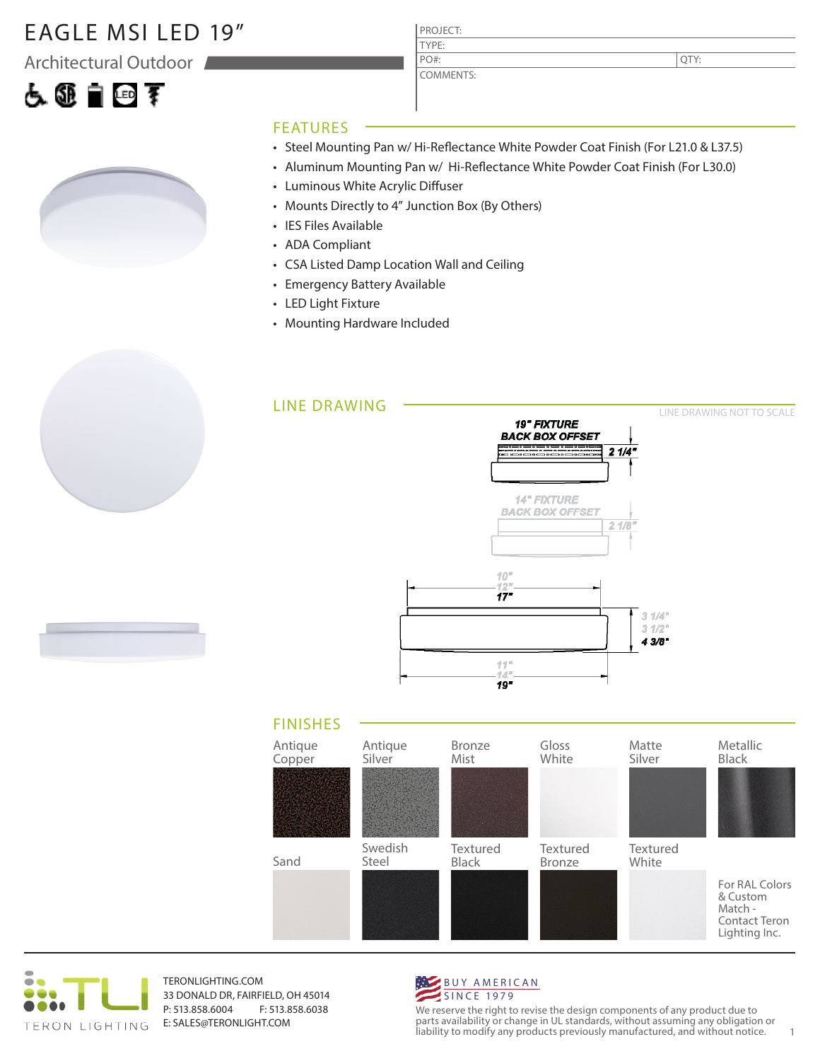# EAGLE MSI LED 19"

## Architectural Outdoor

| PROJECT: | |
|---|---|
| TYPE: | |
| PO#: | QTY: |
| COMMENTS: | |

## FEATURES

- Steel Mounting Pan w/ Hi-Reflectance White Powder Coat Finish (For L21.0 & L37.5)
- Aluminum Mounting Pan w/ Hi-Reflectance White Powder Coat Finish (For L30.0)
- Luminous White Acrylic Diffuser
- Mounts Directly to 4" Junction Box (By Others)
- IES Files Available
- ADA Compliant
- CSA Listed Damp Location Wall and Ceiling
- Emergency Battery Available
- LED Light Fixture
- Mounting Hardware Included

## LINE DRAWING

LINE DRAWING NOT TO SCALE

19" FIXTURE BACK BOX OFFSET 2 1/4"

14" FIXTURE BACK BOX OFFSET 2 1/8"

10" / 12" / 17"

3 1/4" / 3 1/2" / 4 3/8"

11" / 14" / 19"

## FINISHES

Antique Copper, Antique Silver, Bronze Mist, Gloss White, Matte Silver, Metallic Black, Sand, Swedish Steel, Textured Black, Textured Bronze, Textured White

For RAL Colors & Custom Match - Contact Teron Lighting Inc.

TERON LIGHTING

TERONLIGHTING.COM
33 DONALD DR, FAIRFIELD, OH 45014
P: 513.858.6004 F: 513.858.6038
E: SALES@TERONLIGHT.COM

BUY AMERICAN SINCE 1979

We reserve the right to revise the design components of any product due to parts availability or change in UL standards, without assuming any obligation or liability to modify any products previously manufactured, and without notice.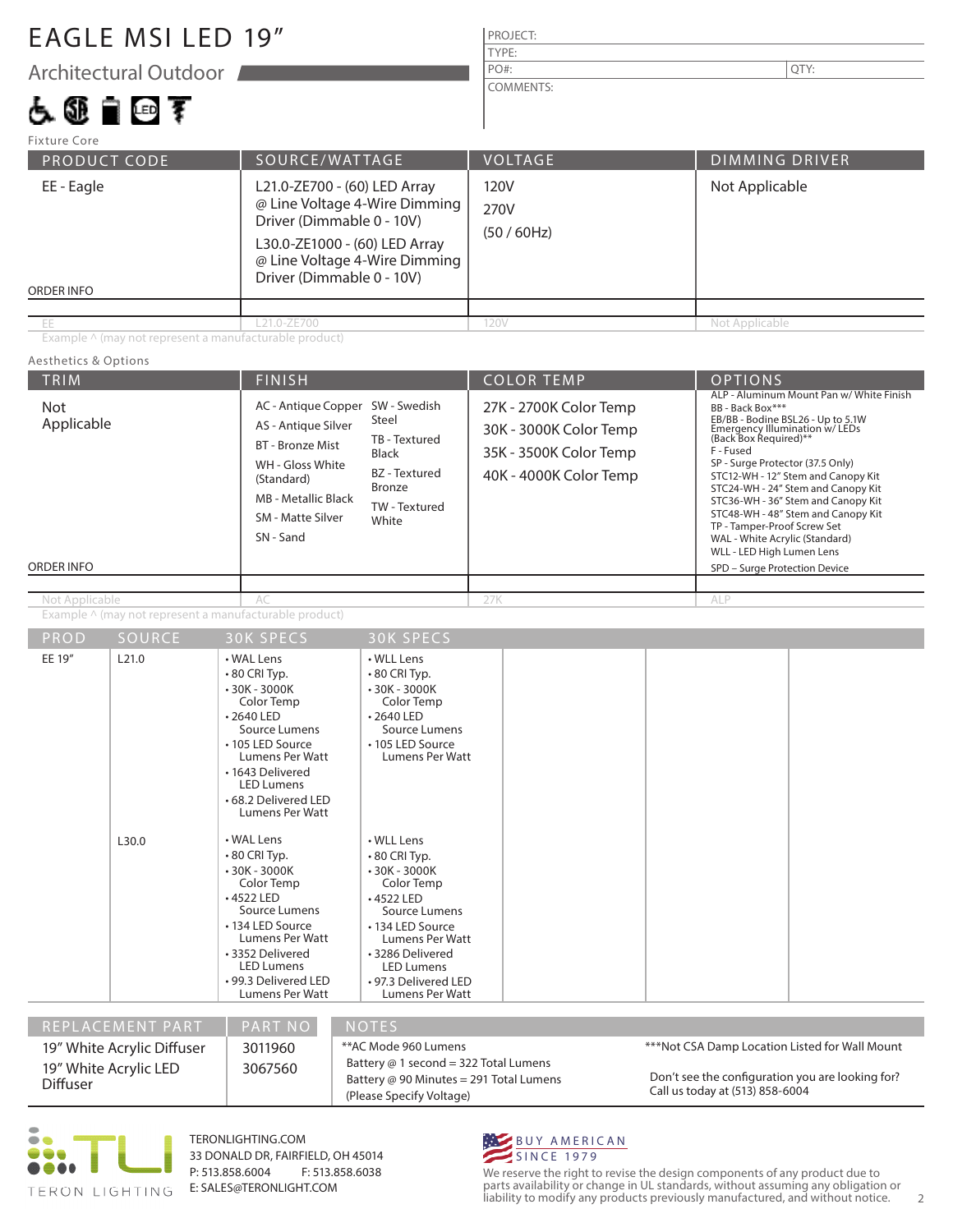# EAGLE MSI LED 19"

## Architectural Outdoor

| PROJECT: | |
|---|---|
| TYPE: | |
| PO#: | QTY: |
| COMMENTS: | |

Fixture Core

| PRODUCT CODE | SOURCE/WATTAGE | VOLTAGE | DIMMING DRIVER |
|---|---|---|---|
| EE - Eagle | L21.0-ZE700 - (60) LED Array @ Line Voltage 4-Wire Dimming Driver (Dimmable 0 - 10V)<br>L30.0-ZE1000 - (60) LED Array @ Line Voltage 4-Wire Dimming Driver (Dimmable 0 - 10V) | 120V<br>270V<br>(50 / 60Hz) | Not Applicable |
| ORDER INFO | | | |
| EE | L21.0-ZE700 | 120V | Not Applicable |

Example ^ (may not represent a manufacturable product)

Aesthetics & Options

| TRIM | FINISH | COLOR TEMP | OPTIONS |
|---|---|---|---|
| Not Applicable | AC - Antique Copper<br>AS - Antique Silver<br>BT - Bronze Mist<br>WH - Gloss White (Standard)<br>MB - Metallic Black<br>SM - Matte Silver<br>SN - Sand<br>SW - Swedish Steel<br>TB - Textured Black<br>BZ - Textured Bronze<br>TW - Textured White | 27K - 2700K Color Temp<br>30K - 3000K Color Temp<br>35K - 3500K Color Temp<br>40K - 4000K Color Temp | ALP - Aluminum Mount Pan w/ White Finish<br>BB - Back Box***<br>EB/BB - Bodine BSL26 - Up to 5.1W Emergency Illumination w/ LEDs (Back Box Required)**<br>F - Fused<br>SP - Surge Protector (37.5 Only)<br>STC12-WH - 12" Stem and Canopy Kit<br>STC24-WH - 24" Stem and Canopy Kit<br>STC36-WH - 36" Stem and Canopy Kit<br>STC48-WH - 48" Stem and Canopy Kit<br>TP - Tamper-Proof Screw Set<br>WAL - White Acrylic (Standard)<br>WLL - LED High Lumen Lens<br>SPD – Surge Protection Device |
| ORDER INFO | | | |
| Not Applicable | AC | 27K | ALP |

Example ^ (may not represent a manufacturable product)

| PROD | SOURCE | 30K SPECS | 30K SPECS |
|---|---|---|---|
| EE 19" | L21.0 | • WAL Lens<br>• 80 CRI Typ.<br>• 30K - 3000K Color Temp<br>• 2640 LED Source Lumens<br>• 105 LED Source Lumens Per Watt<br>• 1643 Delivered LED Lumens<br>• 68.2 Delivered LED Lumens Per Watt | • WLL Lens<br>• 80 CRI Typ.<br>• 30K - 3000K Color Temp<br>• 2640 LED Source Lumens<br>• 105 LED Source Lumens Per Watt |
| | L30.0 | • WAL Lens<br>• 80 CRI Typ.<br>• 30K - 3000K Color Temp<br>• 4522 LED Source Lumens<br>• 134 LED Source Lumens Per Watt<br>• 3352 Delivered LED Lumens<br>• 99.3 Delivered LED Lumens Per Watt | • WLL Lens<br>• 80 CRI Typ.<br>• 30K - 3000K Color Temp<br>• 4522 LED Source Lumens<br>• 134 LED Source Lumens Per Watt<br>• 3286 Delivered LED Lumens<br>• 97.3 Delivered LED Lumens Per Watt |

| REPLACEMENT PART | PART NO |
|---|---|
| 19" White Acrylic Diffuser | 3011960 |
| 19" White Acrylic LED Diffuser | 3067560 |

**NOTES**

**AC Mode 960 Lumens
Battery @ 1 second = 322 Total Lumens
Battery @ 90 Minutes = 291 Total Lumens
(Please Specify Voltage)

***Not CSA Damp Location Listed for Wall Mount

Don't see the configuration you are looking for? Call us today at (513) 858-6004

TERON LIGHTING

TERONLIGHTING.COM
33 DONALD DR, FAIRFIELD, OH 45014
P: 513.858.6004 F: 513.858.6038
E: SALES@TERONLIGHT.COM

BUY AMERICAN SINCE 1979

We reserve the right to revise the design components of any product due to parts availability or change in UL standards, without assuming any obligation or liability to modify any products previously manufactured, and without notice.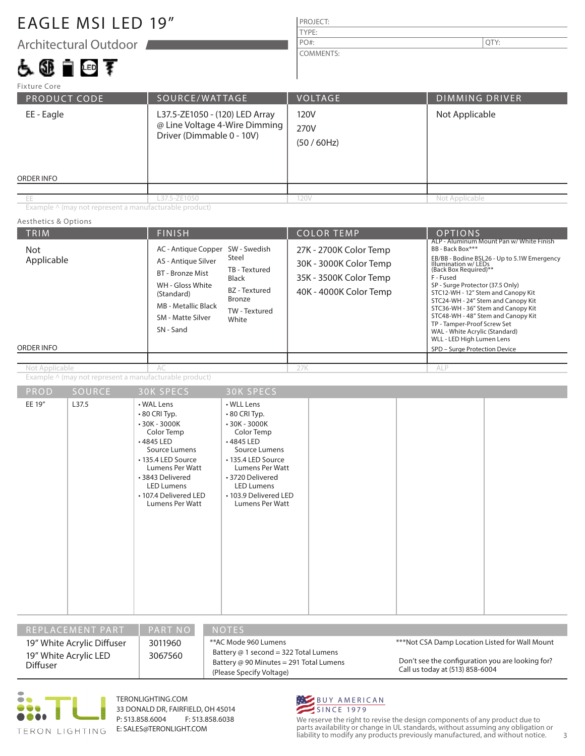# EAGLE MSI LED 19"

## Architectural Outdoor

| PROJECT: | |
|---|---|
| TYPE: | |
| PO#: | QTY: |
| COMMENTS: | |

### Fixture Core

| PRODUCT CODE | SOURCE/WATTAGE | VOLTAGE | DIMMING DRIVER |
|---|---|---|---|
| EE - Eagle | L37.5-ZE1050 - (120) LED Array @ Line Voltage 4-Wire Dimming Driver (Dimmable 0 - 10V) | 120V<br>270V<br>(50 / 60Hz) | Not Applicable |
| ORDER INFO | | | |
| EE | L37.5-ZE1050 | 120V | Not Applicable |

Example ^ (may not represent a manufacturable product)

### Aesthetics & Options

| TRIM | FINISH | COLOR TEMP | OPTIONS |
|---|---|---|---|
| Not Applicable | AC - Antique Copper<br>AS - Antique Silver<br>BT - Bronze Mist<br>WH - Gloss White (Standard)<br>MB - Metallic Black<br>SM - Matte Silver<br>SN - Sand<br>SW - Swedish Steel<br>TB - Textured Black<br>BZ - Textured Bronze<br>TW - Textured White | 27K - 2700K Color Temp<br>30K - 3000K Color Temp<br>35K - 3500K Color Temp<br>40K - 4000K Color Temp | ALP - Aluminum Mount Pan w/ White Finish<br>BB - Back Box***<br>EB/BB - Bodine BSL26 - Up to 5.1W Emergency Illumination w/ LEDs (Back Box Required)**<br>F - Fused<br>SP - Surge Protector (37.5 Only)<br>STC12-WH - 12" Stem and Canopy Kit<br>STC24-WH - 24" Stem and Canopy Kit<br>STC36-WH - 36" Stem and Canopy Kit<br>STC48-WH - 48" Stem and Canopy Kit<br>TP - Tamper-Proof Screw Set<br>WAL - White Acrylic (Standard)<br>WLL - LED High Lumen Lens<br>SPD – Surge Protection Device |
| ORDER INFO | | | |
| Not Applicable | AC | 27K | ALP |

Example ^ (may not represent a manufacturable product)

| PROD | SOURCE | 30K SPECS | 30K SPECS | | | |
|---|---|---|---|---|---|---|
| EE 19" | L37.5 | • WAL Lens<br>• 80 CRI Typ.<br>• 30K - 3000K Color Temp<br>• 4845 LED Source Lumens<br>• 135.4 LED Source Lumens Per Watt<br>• 3843 Delivered LED Lumens<br>• 107.4 Delivered LED Lumens Per Watt | • WLL Lens<br>• 80 CRI Typ.<br>• 30K - 3000K Color Temp<br>• 4845 LED Source Lumens<br>• 135.4 LED Source Lumens Per Watt<br>• 3720 Delivered LED Lumens<br>• 103.9 Delivered LED Lumens Per Watt | | | |

| REPLACEMENT PART | PART NO |
|---|---|
| 19" White Acrylic Diffuser | 3011960 |
| 19" White Acrylic LED Diffuser | 3067560 |

**NOTES**

**AC Mode 960 Lumens
Battery @ 1 second = 322 Total Lumens
Battery @ 90 Minutes = 291 Total Lumens
(Please Specify Voltage)

***Not CSA Damp Location Listed for Wall Mount

Don't see the configuration you are looking for? Call us today at (513) 858-6004

TERON LIGHTING

TERONLIGHTING.COM
33 DONALD DR, FAIRFIELD, OH 45014
P: 513.858.6004 F: 513.858.6038
E: SALES@TERONLIGHT.COM

BUY AMERICAN SINCE 1979

We reserve the right to revise the design components of any product due to parts availability or change in UL standards, without assuming any obligation or liability to modify any products previously manufactured, and without notice.